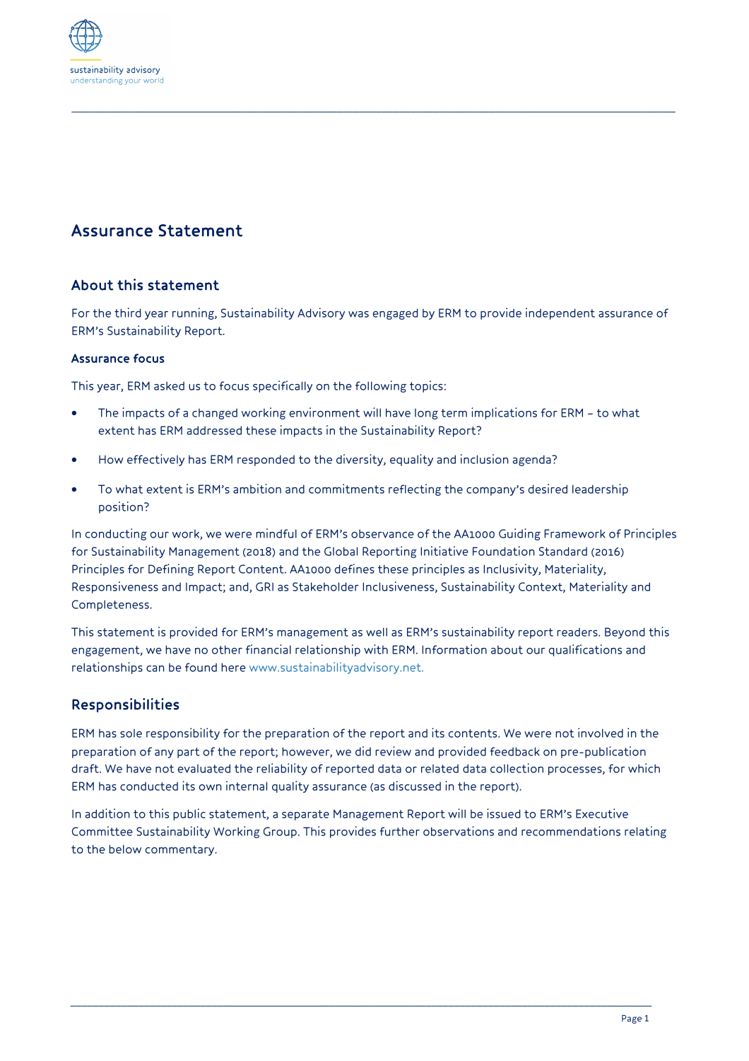sustainability advisory
understanding your world

# Assurance Statement

## About this statement

For the third year running, Sustainability Advisory was engaged by ERM to provide independent assurance of ERM's Sustainability Report.

### Assurance focus

This year, ERM asked us to focus specifically on the following topics:

- The impacts of a changed working environment will have long term implications for ERM – to what extent has ERM addressed these impacts in the Sustainability Report?
- How effectively has ERM responded to the diversity, equality and inclusion agenda?
- To what extent is ERM's ambition and commitments reflecting the company's desired leadership position?

In conducting our work, we were mindful of ERM's observance of the AA1000 Guiding Framework of Principles for Sustainability Management (2018) and the Global Reporting Initiative Foundation Standard (2016) Principles for Defining Report Content. AA1000 defines these principles as Inclusivity, Materiality, Responsiveness and Impact; and, GRI as Stakeholder Inclusiveness, Sustainability Context, Materiality and Completeness.

This statement is provided for ERM's management as well as ERM's sustainability report readers. Beyond this engagement, we have no other financial relationship with ERM. Information about our qualifications and relationships can be found here www.sustainabilityadvisory.net.

## Responsibilities

ERM has sole responsibility for the preparation of the report and its contents. We were not involved in the preparation of any part of the report; however, we did review and provided feedback on pre-publication draft. We have not evaluated the reliability of reported data or related data collection processes, for which ERM has conducted its own internal quality assurance (as discussed in the report).

In addition to this public statement, a separate Management Report will be issued to ERM's Executive Committee Sustainability Working Group. This provides further observations and recommendations relating to the below commentary.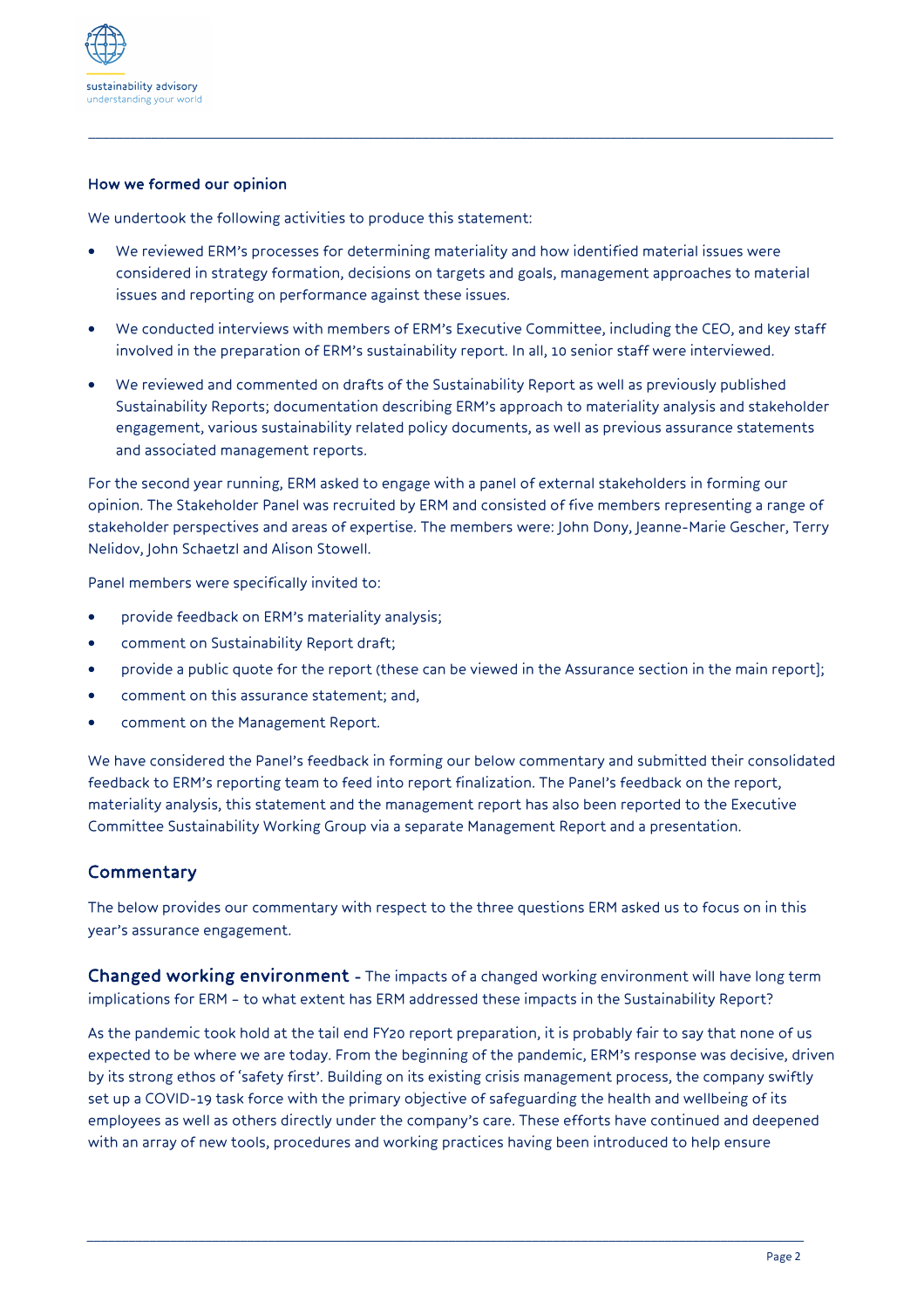### How we formed our opinion

We undertook the following activities to produce this statement:

- We reviewed ERM's processes for determining materiality and how identified material issues were considered in strategy formation, decisions on targets and goals, management approaches to material issues and reporting on performance against these issues.
- We conducted interviews with members of ERM's Executive Committee, including the CEO, and key staff involved in the preparation of ERM's sustainability report. In all, 10 senior staff were interviewed.
- We reviewed and commented on drafts of the Sustainability Report as well as previously published Sustainability Reports; documentation describing ERM's approach to materiality analysis and stakeholder engagement, various sustainability related policy documents, as well as previous assurance statements and associated management reports.

For the second year running, ERM asked to engage with a panel of external stakeholders in forming our opinion. The Stakeholder Panel was recruited by ERM and consisted of five members representing a range of stakeholder perspectives and areas of expertise. The members were: John Dony, Jeanne-Marie Gescher, Terry Nelidov, John Schaetzl and Alison Stowell.

Panel members were specifically invited to:

- provide feedback on ERM's materiality analysis;
- comment on Sustainability Report draft;
- provide a public quote for the report (these can be viewed in the Assurance section in the main report];
- comment on this assurance statement; and,
- comment on the Management Report.

We have considered the Panel's feedback in forming our below commentary and submitted their consolidated feedback to ERM's reporting team to feed into report finalization. The Panel's feedback on the report, materiality analysis, this statement and the management report has also been reported to the Executive Committee Sustainability Working Group via a separate Management Report and a presentation.

## Commentary

The below provides our commentary with respect to the three questions ERM asked us to focus on in this year's assurance engagement.

**Changed working environment** - The impacts of a changed working environment will have long term implications for ERM – to what extent has ERM addressed these impacts in the Sustainability Report?

As the pandemic took hold at the tail end FY20 report preparation, it is probably fair to say that none of us expected to be where we are today. From the beginning of the pandemic, ERM's response was decisive, driven by its strong ethos of 'safety first'. Building on its existing crisis management process, the company swiftly set up a COVID-19 task force with the primary objective of safeguarding the health and wellbeing of its employees as well as others directly under the company's care. These efforts have continued and deepened with an array of new tools, procedures and working practices having been introduced to help ensure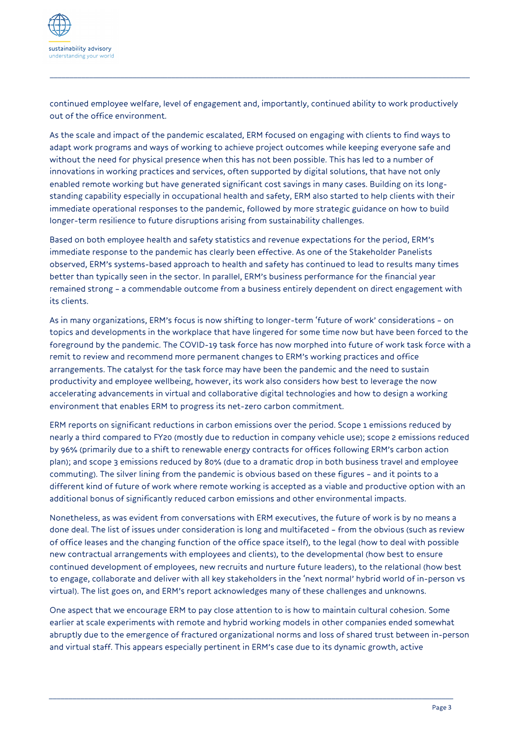continued employee welfare, level of engagement and, importantly, continued ability to work productively out of the office environment.

As the scale and impact of the pandemic escalated, ERM focused on engaging with clients to find ways to adapt work programs and ways of working to achieve project outcomes while keeping everyone safe and without the need for physical presence when this has not been possible. This has led to a number of innovations in working practices and services, often supported by digital solutions, that have not only enabled remote working but have generated significant cost savings in many cases. Building on its long-standing capability especially in occupational health and safety, ERM also started to help clients with their immediate operational responses to the pandemic, followed by more strategic guidance on how to build longer-term resilience to future disruptions arising from sustainability challenges.

Based on both employee health and safety statistics and revenue expectations for the period, ERM's immediate response to the pandemic has clearly been effective. As one of the Stakeholder Panelists observed, ERM's systems-based approach to health and safety has continued to lead to results many times better than typically seen in the sector. In parallel, ERM's business performance for the financial year remained strong – a commendable outcome from a business entirely dependent on direct engagement with its clients.

As in many organizations, ERM's focus is now shifting to longer-term 'future of work' considerations – on topics and developments in the workplace that have lingered for some time now but have been forced to the foreground by the pandemic. The COVID-19 task force has now morphed into future of work task force with a remit to review and recommend more permanent changes to ERM's working practices and office arrangements. The catalyst for the task force may have been the pandemic and the need to sustain productivity and employee wellbeing, however, its work also considers how best to leverage the now accelerating advancements in virtual and collaborative digital technologies and how to design a working environment that enables ERM to progress its net-zero carbon commitment.

ERM reports on significant reductions in carbon emissions over the period. Scope 1 emissions reduced by nearly a third compared to FY20 (mostly due to reduction in company vehicle use); scope 2 emissions reduced by 96% (primarily due to a shift to renewable energy contracts for offices following ERM's carbon action plan); and scope 3 emissions reduced by 80% (due to a dramatic drop in both business travel and employee commuting). The silver lining from the pandemic is obvious based on these figures – and it points to a different kind of future of work where remote working is accepted as a viable and productive option with an additional bonus of significantly reduced carbon emissions and other environmental impacts.

Nonetheless, as was evident from conversations with ERM executives, the future of work is by no means a done deal. The list of issues under consideration is long and multifaceted – from the obvious (such as review of office leases and the changing function of the office space itself), to the legal (how to deal with possible new contractual arrangements with employees and clients), to the developmental (how best to ensure continued development of employees, new recruits and nurture future leaders), to the relational (how best to engage, collaborate and deliver with all key stakeholders in the 'next normal' hybrid world of in-person vs virtual). The list goes on, and ERM's report acknowledges many of these challenges and unknowns.

One aspect that we encourage ERM to pay close attention to is how to maintain cultural cohesion. Some earlier at scale experiments with remote and hybrid working models in other companies ended somewhat abruptly due to the emergence of fractured organizational norms and loss of shared trust between in-person and virtual staff. This appears especially pertinent in ERM's case due to its dynamic growth, active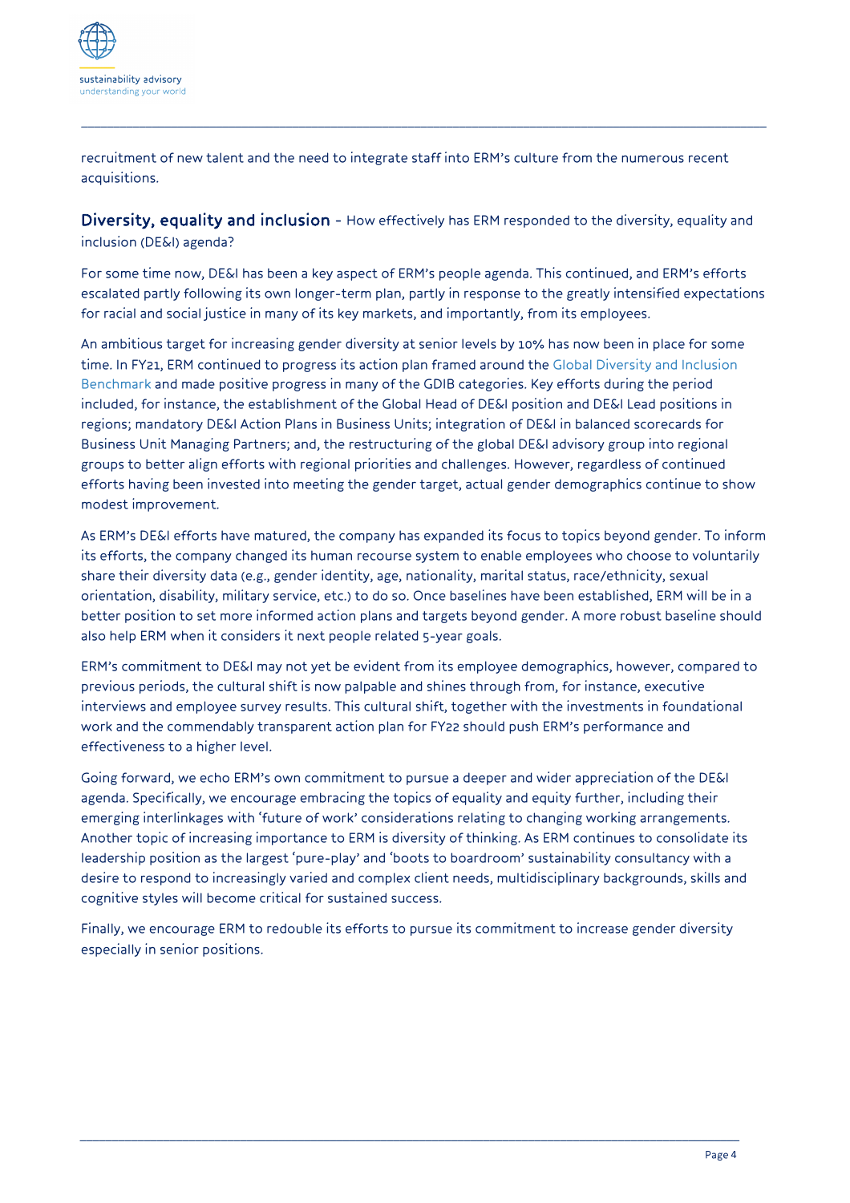recruitment of new talent and the need to integrate staff into ERM's culture from the numerous recent acquisitions.

## Diversity, equality and inclusion

– How effectively has ERM responded to the diversity, equality and inclusion (DE&I) agenda?

For some time now, DE&I has been a key aspect of ERM's people agenda. This continued, and ERM's efforts escalated partly following its own longer-term plan, partly in response to the greatly intensified expectations for racial and social justice in many of its key markets, and importantly, from its employees.

An ambitious target for increasing gender diversity at senior levels by 10% has now been in place for some time. In FY21, ERM continued to progress its action plan framed around the Global Diversity and Inclusion Benchmark and made positive progress in many of the GDIB categories. Key efforts during the period included, for instance, the establishment of the Global Head of DE&I position and DE&I Lead positions in regions; mandatory DE&I Action Plans in Business Units; integration of DE&I in balanced scorecards for Business Unit Managing Partners; and, the restructuring of the global DE&I advisory group into regional groups to better align efforts with regional priorities and challenges. However, regardless of continued efforts having been invested into meeting the gender target, actual gender demographics continue to show modest improvement.

As ERM's DE&I efforts have matured, the company has expanded its focus to topics beyond gender. To inform its efforts, the company changed its human recourse system to enable employees who choose to voluntarily share their diversity data (e.g., gender identity, age, nationality, marital status, race/ethnicity, sexual orientation, disability, military service, etc.) to do so. Once baselines have been established, ERM will be in a better position to set more informed action plans and targets beyond gender. A more robust baseline should also help ERM when it considers it next people related 5-year goals.

ERM's commitment to DE&I may not yet be evident from its employee demographics, however, compared to previous periods, the cultural shift is now palpable and shines through from, for instance, executive interviews and employee survey results. This cultural shift, together with the investments in foundational work and the commendably transparent action plan for FY22 should push ERM's performance and effectiveness to a higher level.

Going forward, we echo ERM's own commitment to pursue a deeper and wider appreciation of the DE&I agenda. Specifically, we encourage embracing the topics of equality and equity further, including their emerging interlinkages with 'future of work' considerations relating to changing working arrangements. Another topic of increasing importance to ERM is diversity of thinking. As ERM continues to consolidate its leadership position as the largest 'pure-play' and 'boots to boardroom' sustainability consultancy with a desire to respond to increasingly varied and complex client needs, multidisciplinary backgrounds, skills and cognitive styles will become critical for sustained success.

Finally, we encourage ERM to redouble its efforts to pursue its commitment to increase gender diversity especially in senior positions.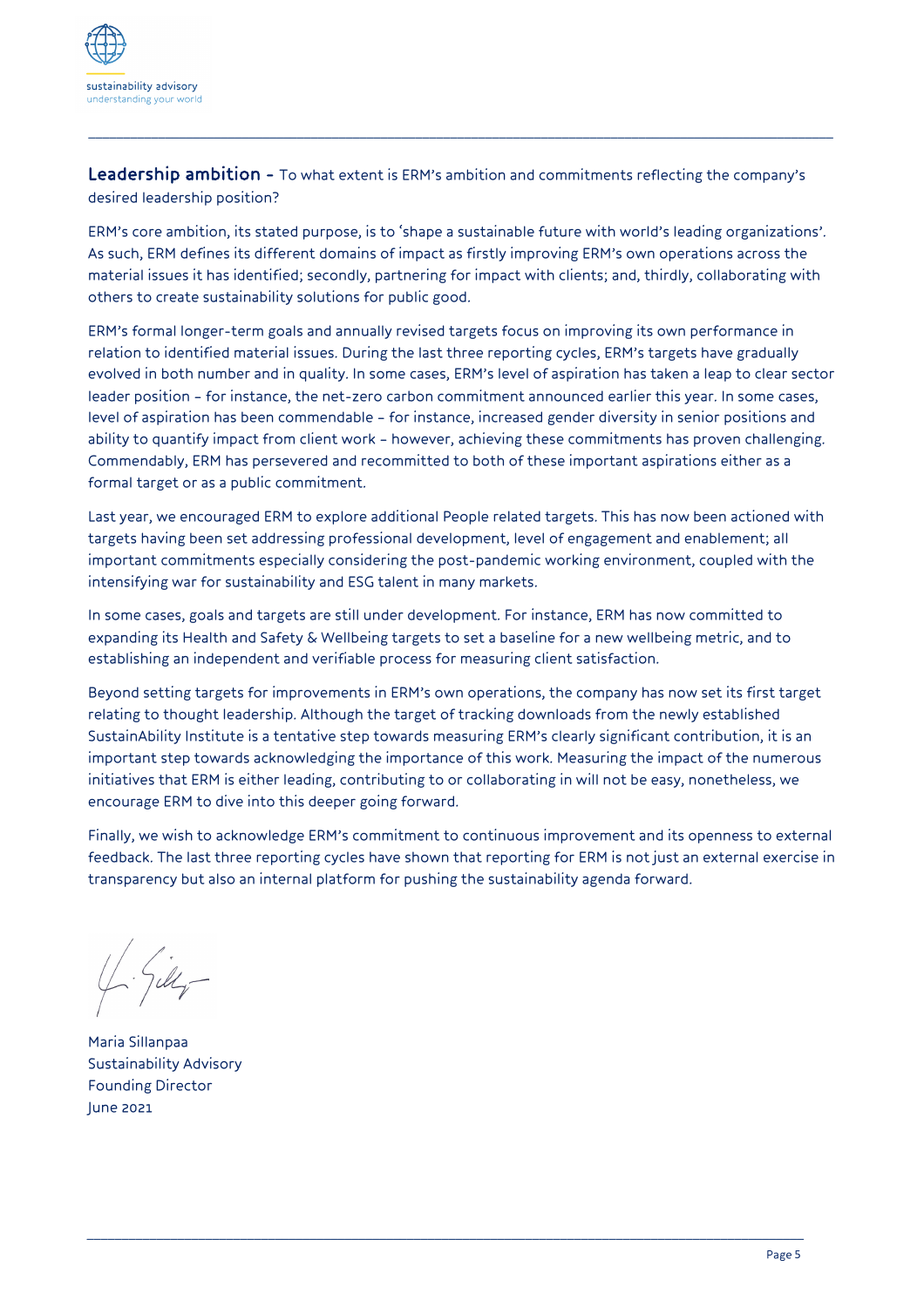**Leadership ambition –** To what extent is ERM's ambition and commitments reflecting the company's desired leadership position?

ERM's core ambition, its stated purpose, is to 'shape a sustainable future with world's leading organizations'. As such, ERM defines its different domains of impact as firstly improving ERM's own operations across the material issues it has identified; secondly, partnering for impact with clients; and, thirdly, collaborating with others to create sustainability solutions for public good.

ERM's formal longer-term goals and annually revised targets focus on improving its own performance in relation to identified material issues. During the last three reporting cycles, ERM's targets have gradually evolved in both number and in quality. In some cases, ERM's level of aspiration has taken a leap to clear sector leader position – for instance, the net-zero carbon commitment announced earlier this year. In some cases, level of aspiration has been commendable – for instance, increased gender diversity in senior positions and ability to quantify impact from client work – however, achieving these commitments has proven challenging. Commendably, ERM has persevered and recommitted to both of these important aspirations either as a formal target or as a public commitment.

Last year, we encouraged ERM to explore additional People related targets. This has now been actioned with targets having been set addressing professional development, level of engagement and enablement; all important commitments especially considering the post-pandemic working environment, coupled with the intensifying war for sustainability and ESG talent in many markets.

In some cases, goals and targets are still under development. For instance, ERM has now committed to expanding its Health and Safety & Wellbeing targets to set a baseline for a new wellbeing metric, and to establishing an independent and verifiable process for measuring client satisfaction.

Beyond setting targets for improvements in ERM's own operations, the company has now set its first target relating to thought leadership. Although the target of tracking downloads from the newly established SustainAbility Institute is a tentative step towards measuring ERM's clearly significant contribution, it is an important step towards acknowledging the importance of this work. Measuring the impact of the numerous initiatives that ERM is either leading, contributing to or collaborating in will not be easy, nonetheless, we encourage ERM to dive into this deeper going forward.

Finally, we wish to acknowledge ERM's commitment to continuous improvement and its openness to external feedback. The last three reporting cycles have shown that reporting for ERM is not just an external exercise in transparency but also an internal platform for pushing the sustainability agenda forward.

Maria Sillanpaa
Sustainability Advisory
Founding Director
June 2021